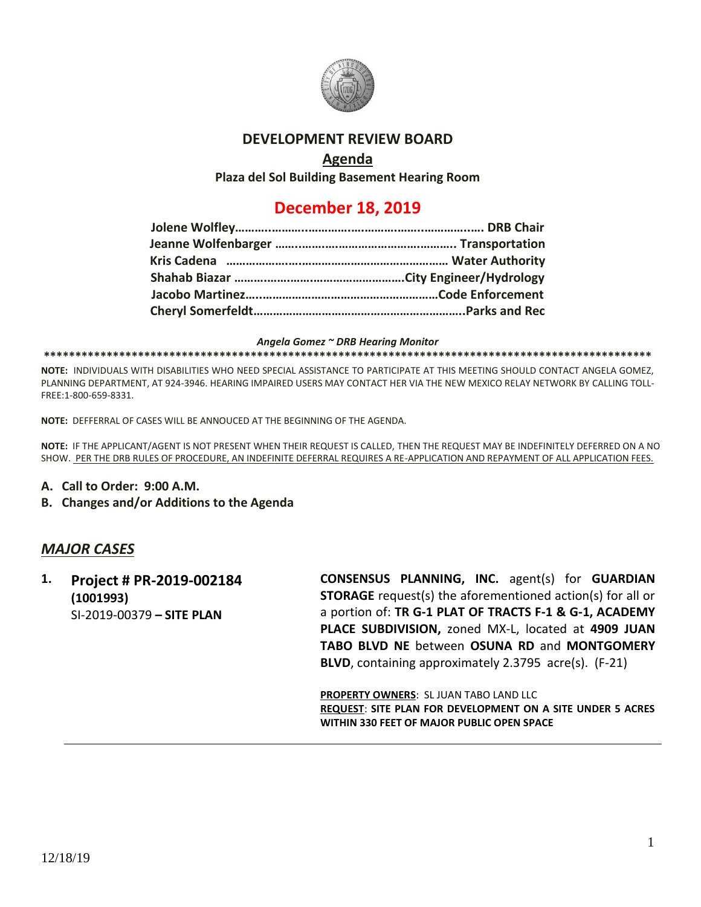# DEVELOPMENT REVIEW BOARD

## Agenda

**Plaza del Sol Building Basement Hearing Room**

## December 18, 2019

**Jolene Wolfley……….……….……….……….……….……….……….… DRB Chair**
**Jeanne Wolfenbarger ……….……….……….……….……….……. Transportation**
**Kris Cadena ……….……….……….……….……….……….……… Water Authority**
**Shahab Biazar ……….……….……….……….……….…….City Engineer/Hydrology**
**Jacobo Martinez….……….……….……….……….……….……Code Enforcement**
**Cheryl Somerfeldt……….……….……….……….……….……….……..Parks and Rec**

***Angela Gomez ~ DRB Hearing Monitor***

**************************************************************************************************

**NOTE:** INDIVIDUALS WITH DISABILITIES WHO NEED SPECIAL ASSISTANCE TO PARTICIPATE AT THIS MEETING SHOULD CONTACT ANGELA GOMEZ, PLANNING DEPARTMENT, AT 924-3946. HEARING IMPAIRED USERS MAY CONTACT HER VIA THE NEW MEXICO RELAY NETWORK BY CALLING TOLL-FREE:1-800-659-8331.

**NOTE:** DEFFERRAL OF CASES WILL BE ANNOUCED AT THE BEGINNING OF THE AGENDA.

**NOTE:** IF THE APPLICANT/AGENT IS NOT PRESENT WHEN THEIR REQUEST IS CALLED, THEN THE REQUEST MAY BE INDEFINITELY DEFERRED ON A NO SHOW. PER THE DRB RULES OF PROCEDURE, AN INDEFINITE DEFERRAL REQUIRES A RE-APPLICATION AND REPAYMENT OF ALL APPLICATION FEES.

**A. Call to Order: 9:00 A.M.**

**B. Changes and/or Additions to the Agenda**

## *MAJOR CASES*

**1. Project # PR-2019-002184**
**(1001993)**
SI-2019-00379 **– SITE PLAN**

**CONSENSUS PLANNING, INC.** agent(s) for **GUARDIAN STORAGE** request(s) the aforementioned action(s) for all or a portion of: **TR G-1 PLAT OF TRACTS F-1 & G-1, ACADEMY PLACE SUBDIVISION,** zoned MX-L, located at **4909 JUAN TABO BLVD NE** between **OSUNA RD** and **MONTGOMERY BLVD**, containing approximately 2.3795 acre(s). (F-21)

**PROPERTY OWNERS**: SL JUAN TABO LAND LLC
**REQUEST**: **SITE PLAN FOR DEVELOPMENT ON A SITE UNDER 5 ACRES WITHIN 330 FEET OF MAJOR PUBLIC OPEN SPACE**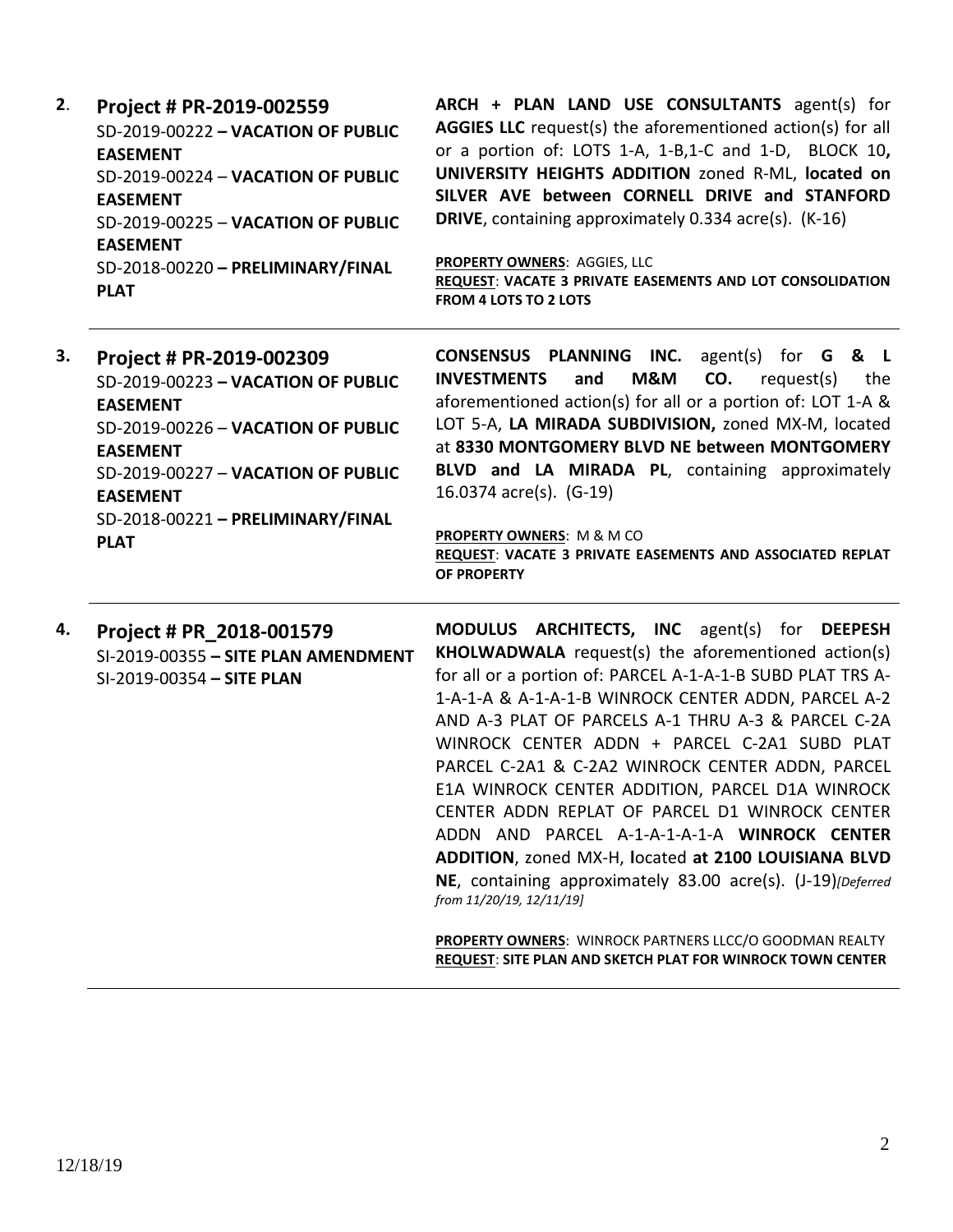**2.** **Project # PR-2019-002559**
SD-2019-00222 **– VACATION OF PUBLIC EASEMENT**
SD-2019-00224 – **VACATION OF PUBLIC EASEMENT**
SD-2019-00225 – **VACATION OF PUBLIC EASEMENT**
SD-2018-00220 **– PRELIMINARY/FINAL PLAT**

**ARCH + PLAN LAND USE CONSULTANTS** agent(s) for **AGGIES LLC** request(s) the aforementioned action(s) for all or a portion of: LOTS 1-A, 1-B,1-C and 1-D, BLOCK 10**, UNIVERSITY HEIGHTS ADDITION** zoned R-ML, **located on SILVER AVE between CORNELL DRIVE and STANFORD DRIVE**, containing approximately 0.334 acre(s). (K-16)

**PROPERTY OWNERS**: AGGIES, LLC
**REQUEST**: **VACATE 3 PRIVATE EASEMENTS AND LOT CONSOLIDATION FROM 4 LOTS TO 2 LOTS**

---

**3.** **Project # PR-2019-002309**
SD-2019-00223 **– VACATION OF PUBLIC EASEMENT**
SD-2019-00226 **– VACATION OF PUBLIC EASEMENT**
SD-2019-00227 – **VACATION OF PUBLIC EASEMENT**
SD-2018-00221 **– PRELIMINARY/FINAL PLAT**

**CONSENSUS PLANNING INC.** agent(s) for **G & L INVESTMENTS and M&M CO.** request(s) the aforementioned action(s) for all or a portion of: LOT 1-A & LOT 5-A, **LA MIRADA SUBDIVISION,** zoned MX-M, located at **8330 MONTGOMERY BLVD NE between MONTGOMERY BLVD and LA MIRADA PL**, containing approximately 16.0374 acre(s). (G-19)

**PROPERTY OWNERS**: M & M CO
**REQUEST**: **VACATE 3 PRIVATE EASEMENTS AND ASSOCIATED REPLAT OF PROPERTY**

---

**4.** **Project # PR_2018-001579**
SI-2019-00355 **– SITE PLAN AMENDMENT**
SI-2019-00354 **– SITE PLAN**

**MODULUS ARCHITECTS, INC** agent(s) for **DEEPESH KHOLWADWALA** request(s) the aforementioned action(s) for all or a portion of: PARCEL A-1-A-1-B SUBD PLAT TRS A-1-A-1-A & A-1-A-1-B WINROCK CENTER ADDN, PARCEL A-2 AND A-3 PLAT OF PARCELS A-1 THRU A-3 & PARCEL C-2A WINROCK CENTER ADDN + PARCEL C-2A1 SUBD PLAT PARCEL C-2A1 & C-2A2 WINROCK CENTER ADDN, PARCEL E1A WINROCK CENTER ADDITION, PARCEL D1A WINROCK CENTER ADDN REPLAT OF PARCEL D1 WINROCK CENTER ADDN AND PARCEL A-1-A-1-A-1-A **WINROCK CENTER ADDITION**, zoned MX-H, **l**ocated **at 2100 LOUISIANA BLVD NE**, containing approximately 83.00 acre(s). (J-19)*[Deferred from 11/20/19, 12/11/19]*

**PROPERTY OWNERS**: WINROCK PARTNERS LLCC/O GOODMAN REALTY
**REQUEST**: **SITE PLAN AND SKETCH PLAT FOR WINROCK TOWN CENTER**

---

12/18/19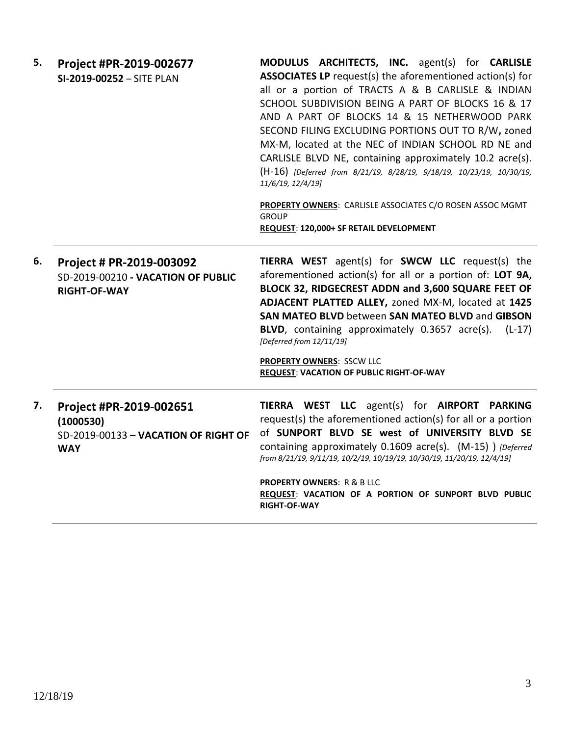5. **Project #PR-2019-002677**
**SI-2019-00252** – SITE PLAN

**MODULUS ARCHITECTS, INC.** agent(s) for **CARLISLE ASSOCIATES LP** request(s) the aforementioned action(s) for all or a portion of TRACTS A & B CARLISLE & INDIAN SCHOOL SUBDIVISION BEING A PART OF BLOCKS 16 & 17 AND A PART OF BLOCKS 14 & 15 NETHERWOOD PARK SECOND FILING EXCLUDING PORTIONS OUT TO R/W**,** zoned MX-M, located at the NEC of INDIAN SCHOOL RD NE and CARLISLE BLVD NE, containing approximately 10.2 acre(s). (H-16) *[Deferred from 8/21/19, 8/28/19, 9/18/19, 10/23/19, 10/30/19, 11/6/19, 12/4/19]*

**PROPERTY OWNERS**: CARLISLE ASSOCIATES C/O ROSEN ASSOC MGMT GROUP
**REQUEST**: **120,000+ SF RETAIL DEVELOPMENT**

---

6. **Project # PR-2019-003092**
SD-2019-00210 **- VACATION OF PUBLIC RIGHT-OF-WAY**

**TIERRA WEST** agent(s) for **SWCW LLC** request(s) the aforementioned action(s) for all or a portion of: **LOT 9A, BLOCK 32, RIDGECREST ADDN and 3,600 SQUARE FEET OF ADJACENT PLATTED ALLEY,** zoned MX-M, located at **1425 SAN MATEO BLVD** between **SAN MATEO BLVD** and **GIBSON BLVD**, containing approximately 0.3657 acre(s). (L-17) *[Deferred from 12/11/19]*

**PROPERTY OWNERS**: SSCW LLC
**REQUEST**: **VACATION OF PUBLIC RIGHT-OF-WAY**

---

7. **Project #PR-2019-002651 (1000530)**
SD-2019-00133 **– VACATION OF RIGHT OF WAY**

**TIERRA WEST LLC** agent(s) for **AIRPORT PARKING** request(s) the aforementioned action(s) for all or a portion of **SUNPORT BLVD SE west of UNIVERSITY BLVD SE** containing approximately 0.1609 acre(s). (M-15) ) *[Deferred from 8/21/19, 9/11/19, 10/2/19, 10/19/19, 10/30/19, 11/20/19, 12/4/19]*

**PROPERTY OWNERS**: R & B LLC
**REQUEST**: **VACATION OF A PORTION OF SUNPORT BLVD PUBLIC RIGHT-OF-WAY**

---

12/18/19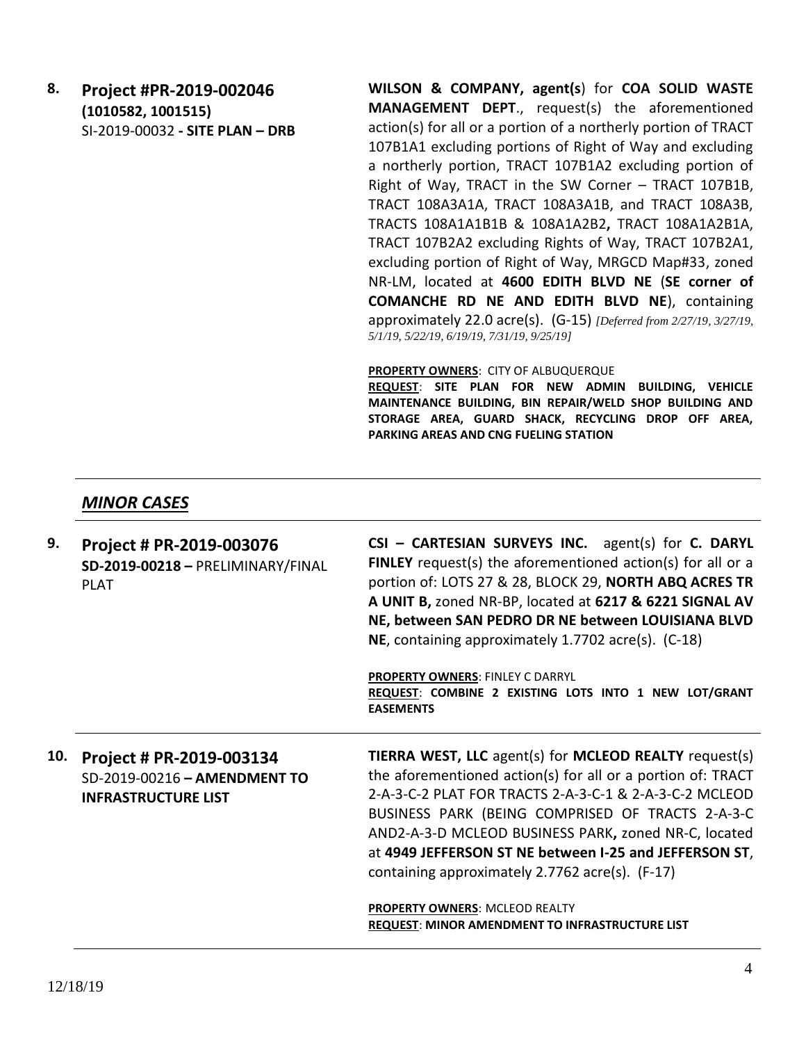**8. Project #PR-2019-002046 (1010582, 1001515)**
SI-2019-00032 **- SITE PLAN – DRB**

**WILSON & COMPANY, agent(s**) for **COA SOLID WASTE MANAGEMENT DEPT**., request(s) the aforementioned action(s) for all or a portion of a northerly portion of TRACT 107B1A1 excluding portions of Right of Way and excluding a northerly portion, TRACT 107B1A2 excluding portion of Right of Way, TRACT in the SW Corner – TRACT 107B1B, TRACT 108A3A1A, TRACT 108A3A1B, and TRACT 108A3B, TRACTS 108A1A1B1B & 108A1A2B2**,** TRACT 108A1A2B1A, TRACT 107B2A2 excluding Rights of Way, TRACT 107B2A1, excluding portion of Right of Way, MRGCD Map#33, zoned NR-LM, located at **4600 EDITH BLVD NE** (**SE corner of COMANCHE RD NE AND EDITH BLVD NE**), containing approximately 22.0 acre(s). (G-15) *[Deferred from 2/27/19, 3/27/19, 5/1/19, 5/22/19, 6/19/19, 7/31/19, 9/25/19]*

**PROPERTY OWNERS**: CITY OF ALBUQUERQUE
**REQUEST**: **SITE PLAN FOR NEW ADMIN BUILDING, VEHICLE MAINTENANCE BUILDING, BIN REPAIR/WELD SHOP BUILDING AND STORAGE AREA, GUARD SHACK, RECYCLING DROP OFF AREA, PARKING AREAS AND CNG FUELING STATION**

---

## *MINOR CASES*

---

**9. Project # PR-2019-003076**
**SD-2019-00218 –** PRELIMINARY/FINAL PLAT

**CSI – CARTESIAN SURVEYS INC.** agent(s) for **C. DARYL FINLEY** request(s) the aforementioned action(s) for all or a portion of: LOTS 27 & 28, BLOCK 29, **NORTH ABQ ACRES TR A UNIT B,** zoned NR-BP, located at **6217 & 6221 SIGNAL AV NE, between SAN PEDRO DR NE between LOUISIANA BLVD NE**, containing approximately 1.7702 acre(s). (C-18)

**PROPERTY OWNERS**: FINLEY C DARRYL
**REQUEST**: **COMBINE 2 EXISTING LOTS INTO 1 NEW LOT/GRANT EASEMENTS**

---

**10. Project # PR-2019-003134**
SD-2019-00216 **– AMENDMENT TO INFRASTRUCTURE LIST**

**TIERRA WEST, LLC** agent(s) for **MCLEOD REALTY** request(s) the aforementioned action(s) for all or a portion of: TRACT 2-A-3-C-2 PLAT FOR TRACTS 2-A-3-C-1 & 2-A-3-C-2 MCLEOD BUSINESS PARK (BEING COMPRISED OF TRACTS 2-A-3-C AND2-A-3-D MCLEOD BUSINESS PARK**,** zoned NR-C, located at **4949 JEFFERSON ST NE between I-25 and JEFFERSON ST**, containing approximately 2.7762 acre(s). (F-17)

**PROPERTY OWNERS**: MCLEOD REALTY
**REQUEST**: **MINOR AMENDMENT TO INFRASTRUCTURE LIST**

---

12/18/19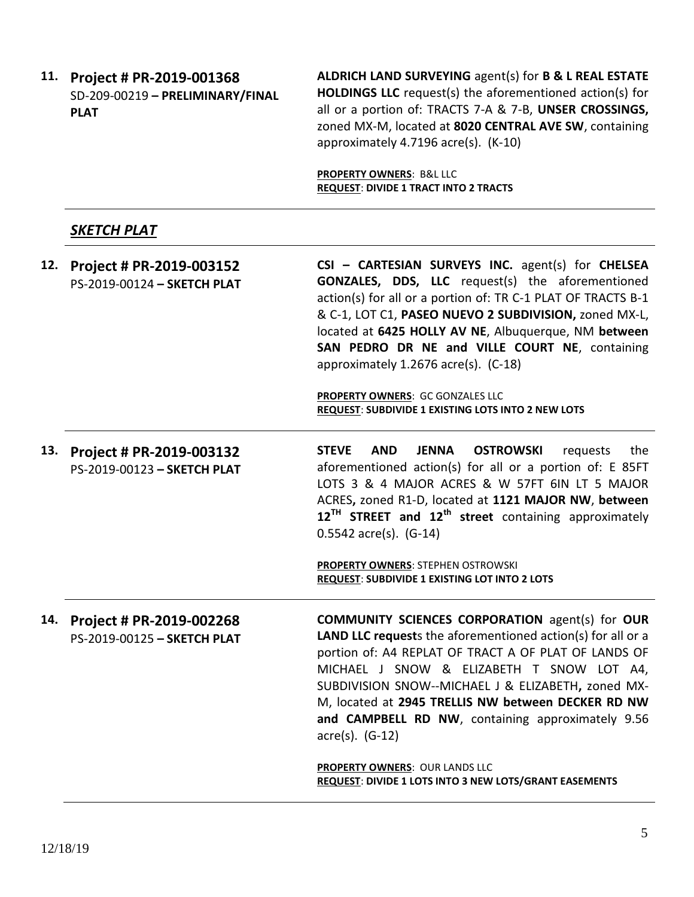**11. Project # PR-2019-001368**
SD-209-00219 **– PRELIMINARY/FINAL PLAT**

**ALDRICH LAND SURVEYING** agent(s) for **B & L REAL ESTATE HOLDINGS LLC** request(s) the aforementioned action(s) for all or a portion of: TRACTS 7-A & 7-B, **UNSER CROSSINGS,** zoned MX-M, located at **8020 CENTRAL AVE SW**, containing approximately 4.7196 acre(s). (K-10)

**PROPERTY OWNERS**: B&L LLC
**REQUEST**: **DIVIDE 1 TRACT INTO 2 TRACTS**

---

## ***SKETCH PLAT***

---

**12. Project # PR-2019-003152**
PS-2019-00124 **– SKETCH PLAT**

**CSI – CARTESIAN SURVEYS INC.** agent(s) for **CHELSEA GONZALES, DDS, LLC** request(s) the aforementioned action(s) for all or a portion of: TR C-1 PLAT OF TRACTS B-1 & C-1, LOT C1, **PASEO NUEVO 2 SUBDIVISION,** zoned MX-L, located at **6425 HOLLY AV NE**, Albuquerque, NM **between SAN PEDRO DR NE and VILLE COURT NE**, containing approximately 1.2676 acre(s). (C-18)

**PROPERTY OWNERS**: GC GONZALES LLC
**REQUEST**: **SUBDIVIDE 1 EXISTING LOTS INTO 2 NEW LOTS**

---

**13. Project # PR-2019-003132**
PS-2019-00123 **– SKETCH PLAT**

**STEVE AND JENNA OSTROWSKI** requests the aforementioned action(s) for all or a portion of: E 85FT LOTS 3 & 4 MAJOR ACRES & W 57FT 6IN LT 5 MAJOR ACRES**,** zoned R1-D, located at **1121 MAJOR NW**, **between 12TH STREET and 12th street** containing approximately 0.5542 acre(s). (G-14)

**PROPERTY OWNERS**: STEPHEN OSTROWSKI
**REQUEST**: **SUBDIVIDE 1 EXISTING LOT INTO 2 LOTS**

---

**14. Project # PR-2019-002268**
PS-2019-00125 **– SKETCH PLAT**

**COMMUNITY SCIENCES CORPORATION** agent(s) for **OUR LAND LLC request**s the aforementioned action(s) for all or a portion of: A4 REPLAT OF TRACT A OF PLAT OF LANDS OF MICHAEL J SNOW & ELIZABETH T SNOW LOT A4, SUBDIVISION SNOW--MICHAEL J & ELIZABETH**,** zoned MX-M, located at **2945 TRELLIS NW between DECKER RD NW and CAMPBELL RD NW**, containing approximately 9.56 acre(s). (G-12)

**PROPERTY OWNERS**: OUR LANDS LLC
**REQUEST**: **DIVIDE 1 LOTS INTO 3 NEW LOTS/GRANT EASEMENTS**

---

12/18/19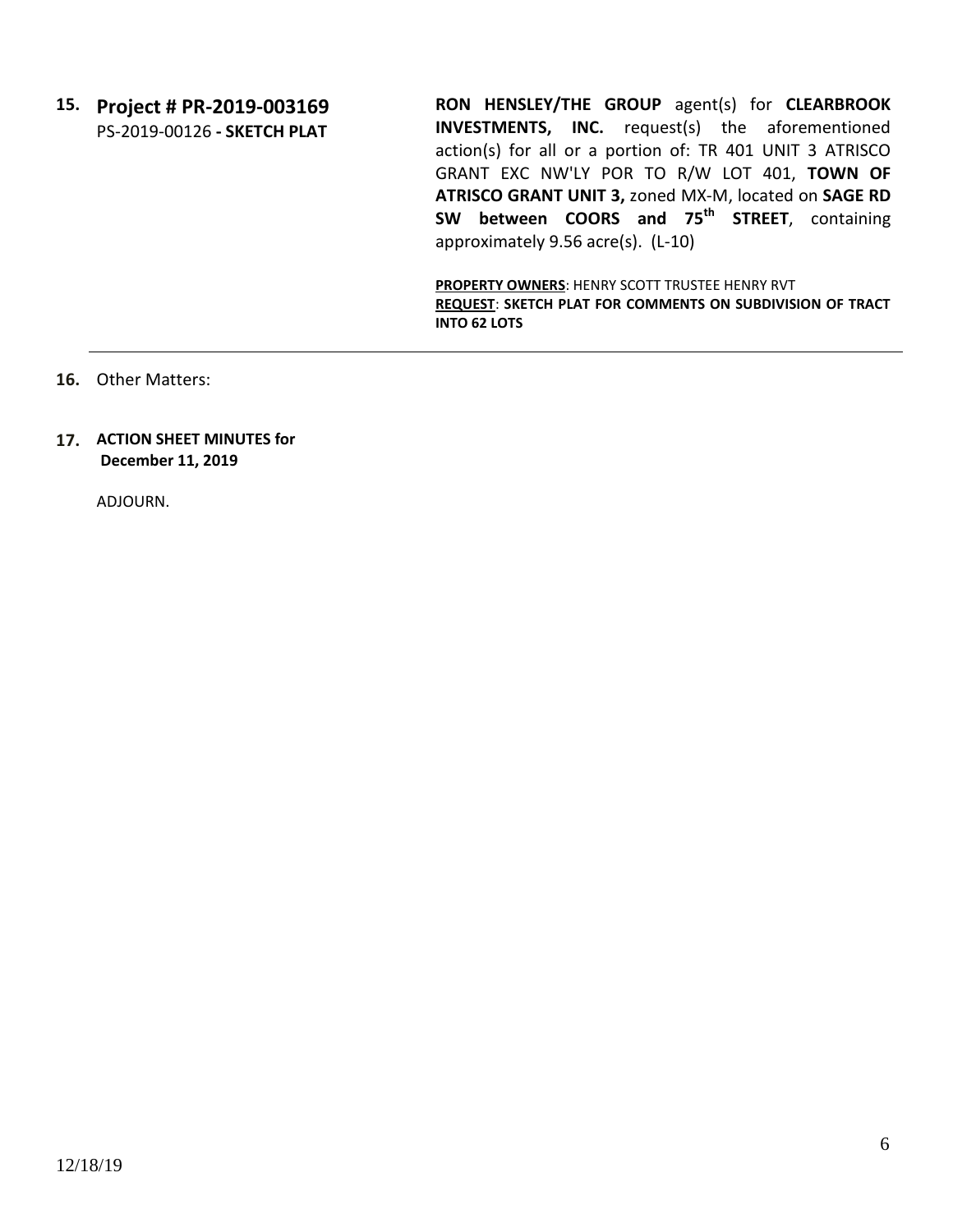**15. Project # PR-2019-003169**
PS-2019-00126 **- SKETCH PLAT**

**RON HENSLEY/THE GROUP** agent(s) for **CLEARBROOK INVESTMENTS, INC.** request(s) the aforementioned action(s) for all or a portion of: TR 401 UNIT 3 ATRISCO GRANT EXC NW'LY POR TO R/W LOT 401, **TOWN OF ATRISCO GRANT UNIT 3,** zoned MX-M, located on **SAGE RD SW between COORS and 75th STREET**, containing approximately 9.56 acre(s). (L-10)

**PROPERTY OWNERS**: HENRY SCOTT TRUSTEE HENRY RVT
**REQUEST**: **SKETCH PLAT FOR COMMENTS ON SUBDIVISION OF TRACT INTO 62 LOTS**

---

**16.** Other Matters:

**17. ACTION SHEET MINUTES for December 11, 2019**

ADJOURN.